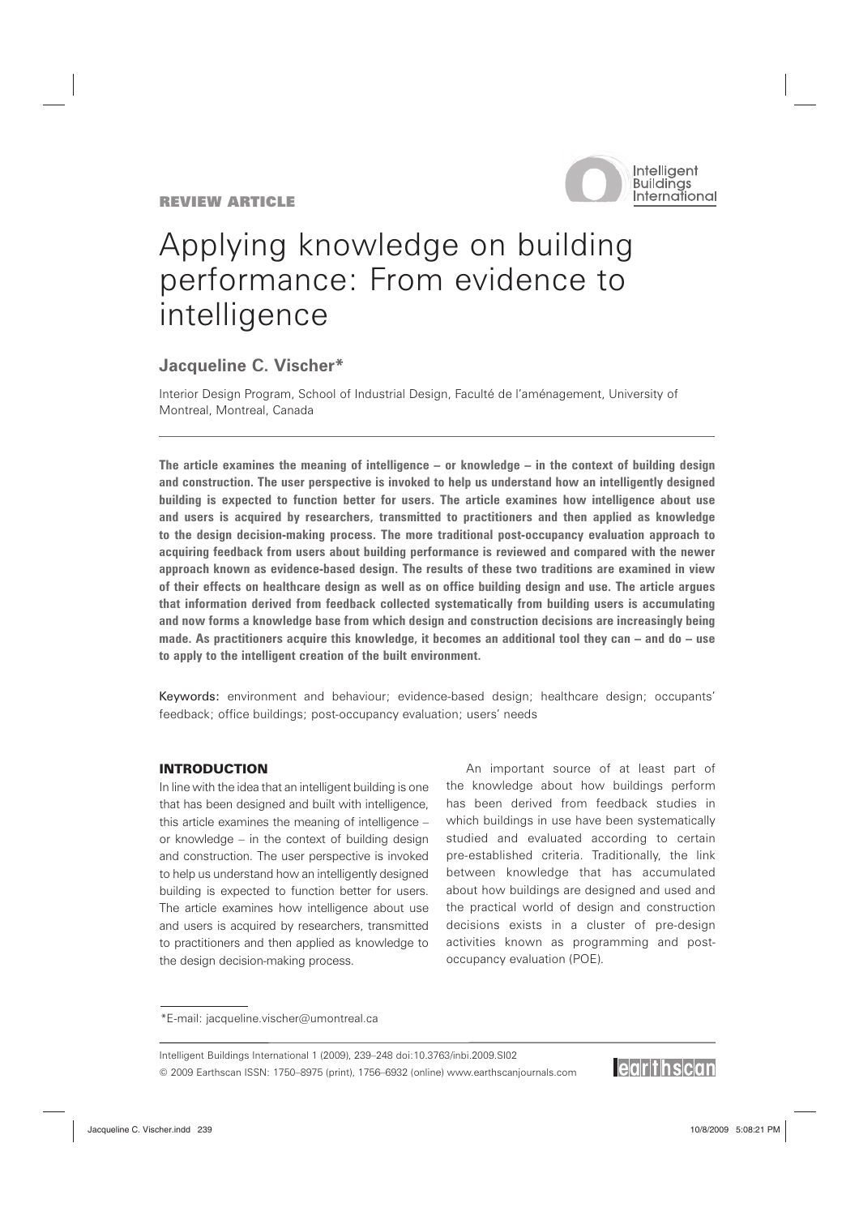**REVIEW ARTICLE**

# Applying knowledge on building performance: From evidence to intelligence

**Jacqueline C. Vischer***

Interior Design Program, School of Industrial Design, Faculté de l'aménagement, University of Montreal, Montreal, Canada

**The article examines the meaning of intelligence – or knowledge – in the context of building design and construction. The user perspective is invoked to help us understand how an intelligently designed building is expected to function better for users. The article examines how intelligence about use and users is acquired by researchers, transmitted to practitioners and then applied as knowledge to the design decision-making process. The more traditional post-occupancy evaluation approach to acquiring feedback from users about building performance is reviewed and compared with the newer approach known as evidence-based design. The results of these two traditions are examined in view of their effects on healthcare design as well as on office building design and use. The article argues that information derived from feedback collected systematically from building users is accumulating and now forms a knowledge base from which design and construction decisions are increasingly being made. As practitioners acquire this knowledge, it becomes an additional tool they can – and do – use to apply to the intelligent creation of the built environment.**

Keywords: environment and behaviour; evidence-based design; healthcare design; occupants' feedback; office buildings; post-occupancy evaluation; users' needs

## INTRODUCTION

In line with the idea that an intelligent building is one that has been designed and built with intelligence, this article examines the meaning of intelligence – or knowledge – in the context of building design and construction. The user perspective is invoked to help us understand how an intelligently designed building is expected to function better for users. The article examines how intelligence about use and users is acquired by researchers, transmitted to practitioners and then applied as knowledge to the design decision-making process.

An important source of at least part of the knowledge about how buildings perform has been derived from feedback studies in which buildings in use have been systematically studied and evaluated according to certain pre-established criteria. Traditionally, the link between knowledge that has accumulated about how buildings are designed and used and the practical world of design and construction decisions exists in a cluster of pre-design activities known as programming and post-occupancy evaluation (POE).

*E-mail: jacqueline.vischer@umontreal.ca

Intelligent Buildings International 1 (2009), 239–248 doi:10.3763/inbi.2009.SI02
© 2009 Earthscan ISSN: 1750–8975 (print), 1756–6932 (online) www.earthscanjournals.com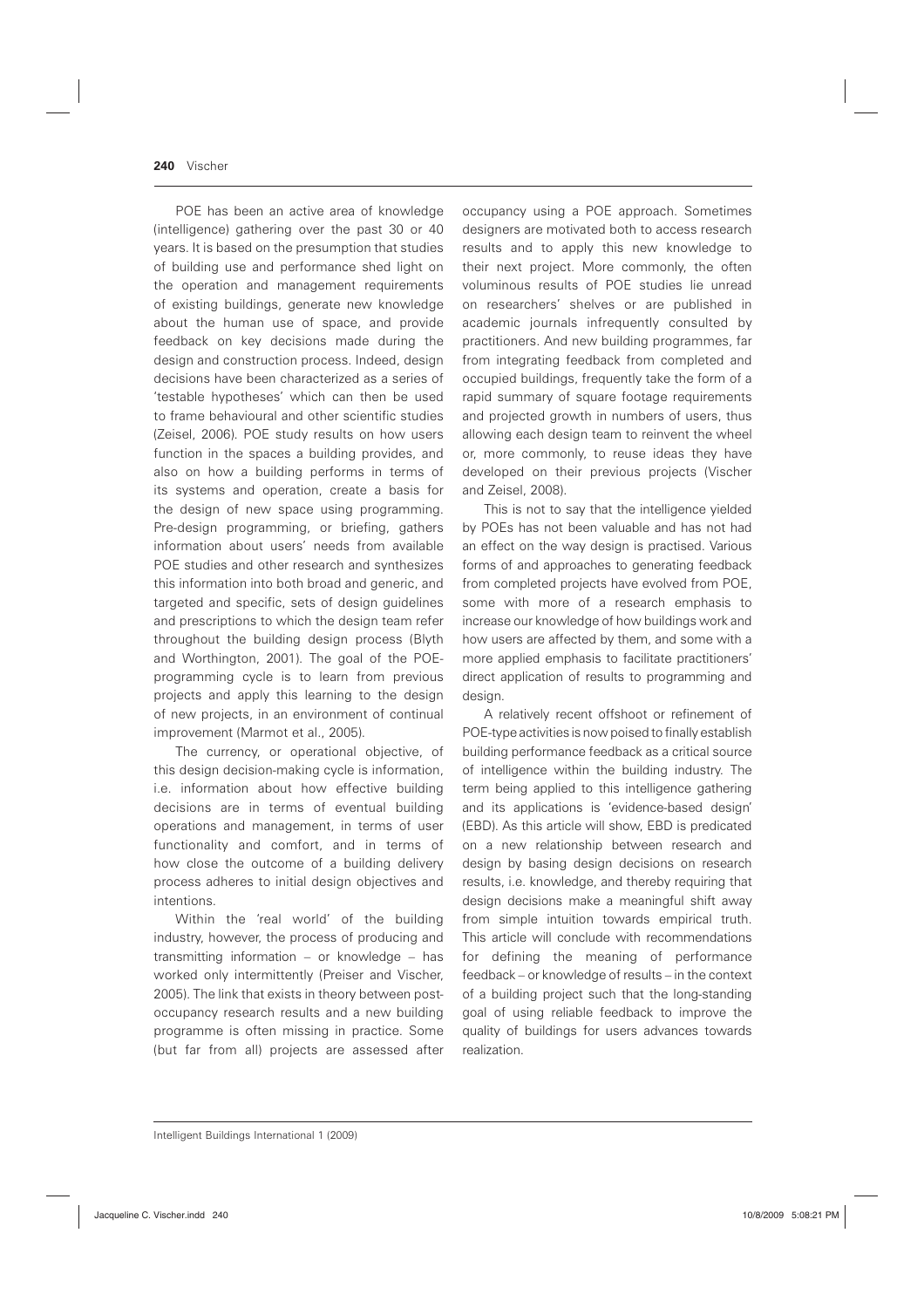POE has been an active area of knowledge (intelligence) gathering over the past 30 or 40 years. It is based on the presumption that studies of building use and performance shed light on the operation and management requirements of existing buildings, generate new knowledge about the human use of space, and provide feedback on key decisions made during the design and construction process. Indeed, design decisions have been characterized as a series of 'testable hypotheses' which can then be used to frame behavioural and other scientific studies (Zeisel, 2006). POE study results on how users function in the spaces a building provides, and also on how a building performs in terms of its systems and operation, create a basis for the design of new space using programming. Pre-design programming, or briefing, gathers information about users' needs from available POE studies and other research and synthesizes this information into both broad and generic, and targeted and specific, sets of design guidelines and prescriptions to which the design team refer throughout the building design process (Blyth and Worthington, 2001). The goal of the POE-programming cycle is to learn from previous projects and apply this learning to the design of new projects, in an environment of continual improvement (Marmot et al., 2005).

The currency, or operational objective, of this design decision-making cycle is information, i.e. information about how effective building decisions are in terms of eventual building operations and management, in terms of user functionality and comfort, and in terms of how close the outcome of a building delivery process adheres to initial design objectives and intentions.

Within the 'real world' of the building industry, however, the process of producing and transmitting information – or knowledge – has worked only intermittently (Preiser and Vischer, 2005). The link that exists in theory between post-occupancy research results and a new building programme is often missing in practice. Some (but far from all) projects are assessed after occupancy using a POE approach. Sometimes designers are motivated both to access research results and to apply this new knowledge to their next project. More commonly, the often voluminous results of POE studies lie unread on researchers' shelves or are published in academic journals infrequently consulted by practitioners. And new building programmes, far from integrating feedback from completed and occupied buildings, frequently take the form of a rapid summary of square footage requirements and projected growth in numbers of users, thus allowing each design team to reinvent the wheel or, more commonly, to reuse ideas they have developed on their previous projects (Vischer and Zeisel, 2008).

This is not to say that the intelligence yielded by POEs has not been valuable and has not had an effect on the way design is practised. Various forms of and approaches to generating feedback from completed projects have evolved from POE, some with more of a research emphasis to increase our knowledge of how buildings work and how users are affected by them, and some with a more applied emphasis to facilitate practitioners' direct application of results to programming and design.

A relatively recent offshoot or refinement of POE-type activities is now poised to finally establish building performance feedback as a critical source of intelligence within the building industry. The term being applied to this intelligence gathering and its applications is 'evidence-based design' (EBD). As this article will show, EBD is predicated on a new relationship between research and design by basing design decisions on research results, i.e. knowledge, and thereby requiring that design decisions make a meaningful shift away from simple intuition towards empirical truth. This article will conclude with recommendations for defining the meaning of performance feedback – or knowledge of results – in the context of a building project such that the long-standing goal of using reliable feedback to improve the quality of buildings for users advances towards realization.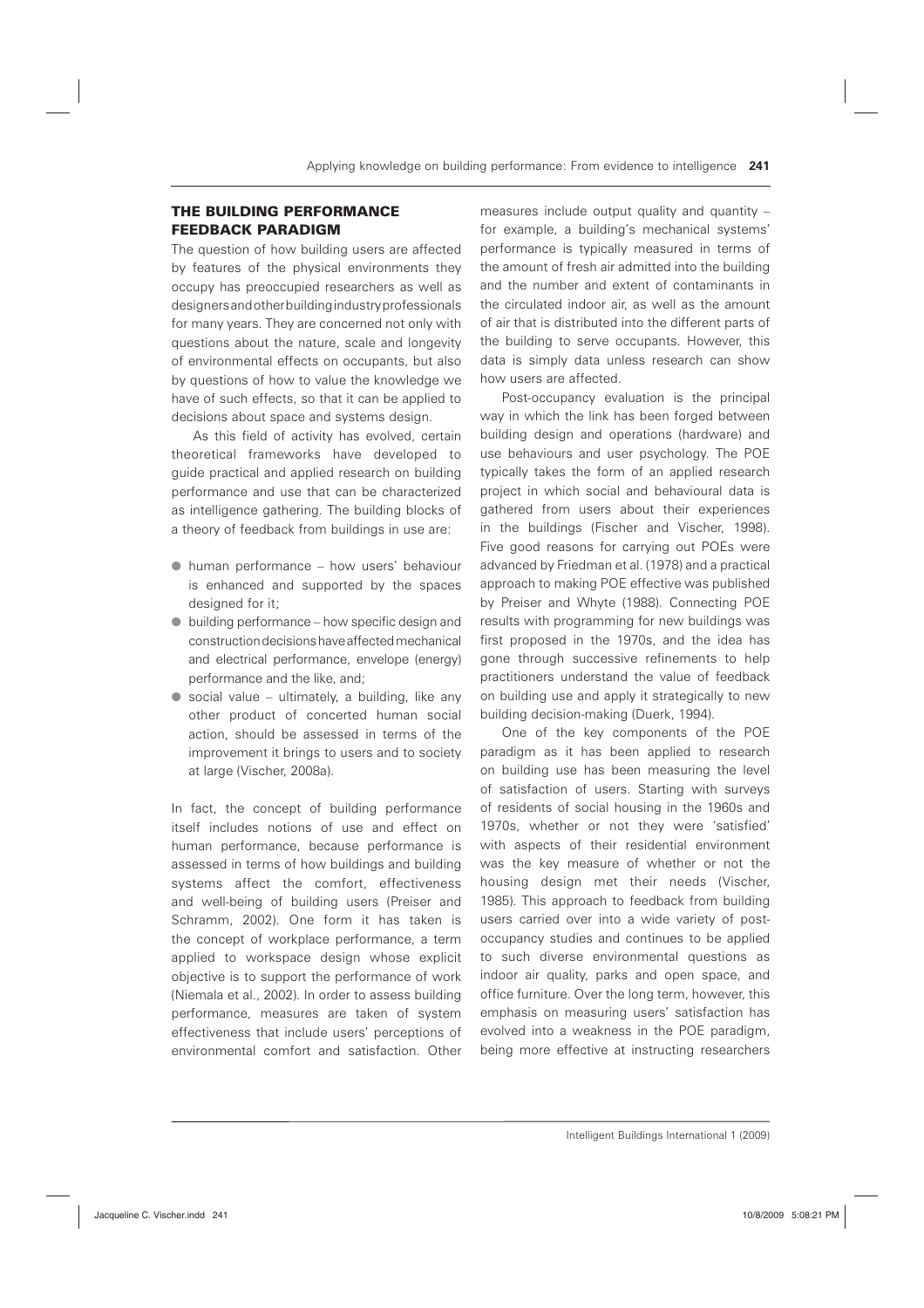## THE BUILDING PERFORMANCE FEEDBACK PARADIGM

The question of how building users are affected by features of the physical environments they occupy has preoccupied researchers as well as designers and other building industry professionals for many years. They are concerned not only with questions about the nature, scale and longevity of environmental effects on occupants, but also by questions of how to value the knowledge we have of such effects, so that it can be applied to decisions about space and systems design.

As this field of activity has evolved, certain theoretical frameworks have developed to guide practical and applied research on building performance and use that can be characterized as intelligence gathering. The building blocks of a theory of feedback from buildings in use are:

- human performance – how users' behaviour is enhanced and supported by the spaces designed for it;
- building performance – how specific design and construction decisions have affected mechanical and electrical performance, envelope (energy) performance and the like, and;
- social value – ultimately, a building, like any other product of concerted human social action, should be assessed in terms of the improvement it brings to users and to society at large (Vischer, 2008a).

In fact, the concept of building performance itself includes notions of use and effect on human performance, because performance is assessed in terms of how buildings and building systems affect the comfort, effectiveness and well-being of building users (Preiser and Schramm, 2002). One form it has taken is the concept of workplace performance, a term applied to workspace design whose explicit objective is to support the performance of work (Niemala et al., 2002). In order to assess building performance, measures are taken of system effectiveness that include users' perceptions of environmental comfort and satisfaction. Other measures include output quality and quantity – for example, a building's mechanical systems' performance is typically measured in terms of the amount of fresh air admitted into the building and the number and extent of contaminants in the circulated indoor air, as well as the amount of air that is distributed into the different parts of the building to serve occupants. However, this data is simply data unless research can show how users are affected.

Post-occupancy evaluation is the principal way in which the link has been forged between building design and operations (hardware) and use behaviours and user psychology. The POE typically takes the form of an applied research project in which social and behavioural data is gathered from users about their experiences in the buildings (Fischer and Vischer, 1998). Five good reasons for carrying out POEs were advanced by Friedman et al. (1978) and a practical approach to making POE effective was published by Preiser and Whyte (1988). Connecting POE results with programming for new buildings was first proposed in the 1970s, and the idea has gone through successive refinements to help practitioners understand the value of feedback on building use and apply it strategically to new building decision-making (Duerk, 1994).

One of the key components of the POE paradigm as it has been applied to research on building use has been measuring the level of satisfaction of users. Starting with surveys of residents of social housing in the 1960s and 1970s, whether or not they were 'satisfied' with aspects of their residential environment was the key measure of whether or not the housing design met their needs (Vischer, 1985). This approach to feedback from building users carried over into a wide variety of post-occupancy studies and continues to be applied to such diverse environmental questions as indoor air quality, parks and open space, and office furniture. Over the long term, however, this emphasis on measuring users' satisfaction has evolved into a weakness in the POE paradigm, being more effective at instructing researchers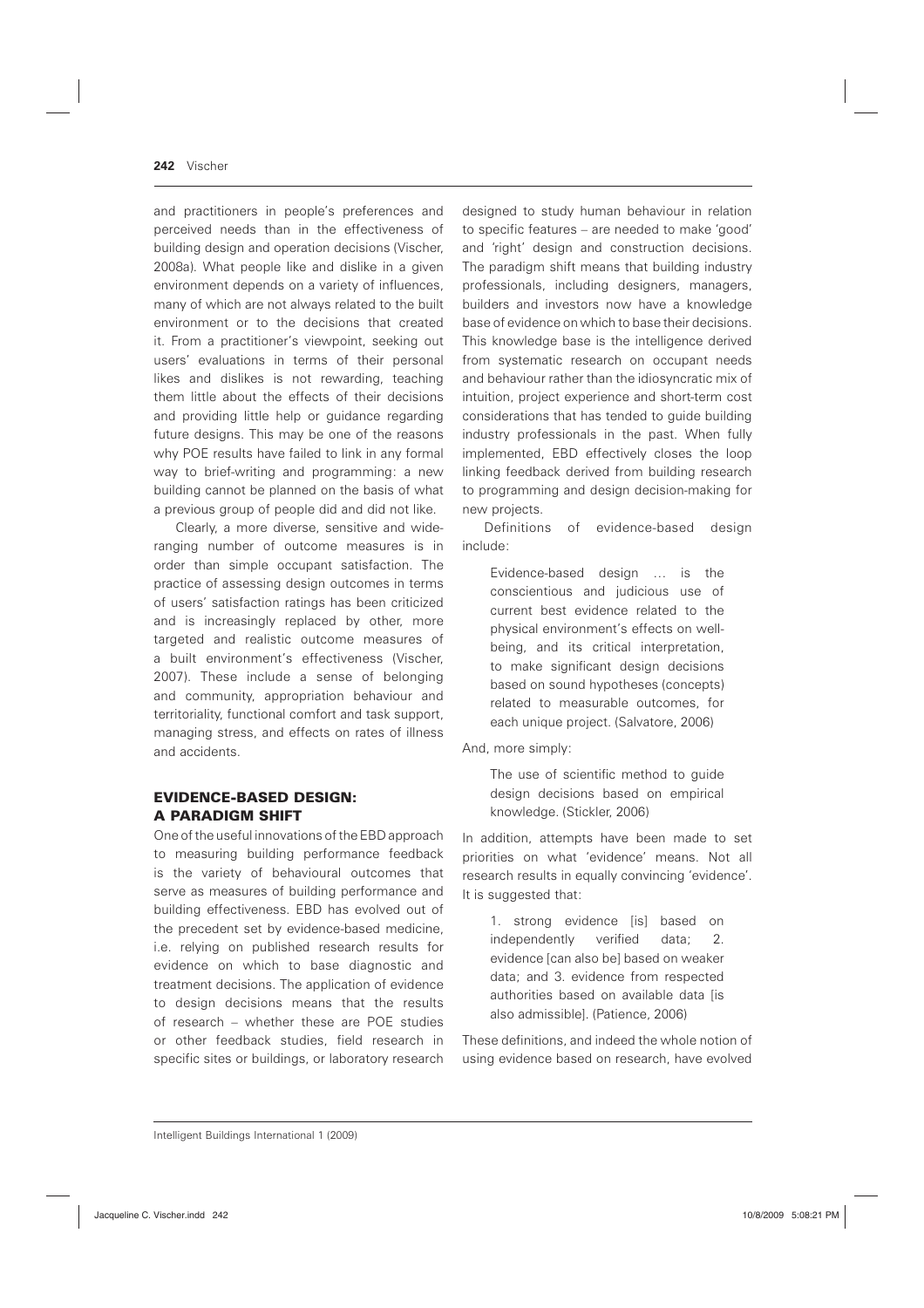and practitioners in people's preferences and perceived needs than in the effectiveness of building design and operation decisions (Vischer, 2008a). What people like and dislike in a given environment depends on a variety of influences, many of which are not always related to the built environment or to the decisions that created it. From a practitioner's viewpoint, seeking out users' evaluations in terms of their personal likes and dislikes is not rewarding, teaching them little about the effects of their decisions and providing little help or guidance regarding future designs. This may be one of the reasons why POE results have failed to link in any formal way to brief-writing and programming: a new building cannot be planned on the basis of what a previous group of people did and did not like.

Clearly, a more diverse, sensitive and wide-ranging number of outcome measures is in order than simple occupant satisfaction. The practice of assessing design outcomes in terms of users' satisfaction ratings has been criticized and is increasingly replaced by other, more targeted and realistic outcome measures of a built environment's effectiveness (Vischer, 2007). These include a sense of belonging and community, appropriation behaviour and territoriality, functional comfort and task support, managing stress, and effects on rates of illness and accidents.

## EVIDENCE-BASED DESIGN: A PARADIGM SHIFT

One of the useful innovations of the EBD approach to measuring building performance feedback is the variety of behavioural outcomes that serve as measures of building performance and building effectiveness. EBD has evolved out of the precedent set by evidence-based medicine, i.e. relying on published research results for evidence on which to base diagnostic and treatment decisions. The application of evidence to design decisions means that the results of research – whether these are POE studies or other feedback studies, field research in specific sites or buildings, or laboratory research designed to study human behaviour in relation to specific features – are needed to make 'good' and 'right' design and construction decisions. The paradigm shift means that building industry professionals, including designers, managers, builders and investors now have a knowledge base of evidence on which to base their decisions. This knowledge base is the intelligence derived from systematic research on occupant needs and behaviour rather than the idiosyncratic mix of intuition, project experience and short-term cost considerations that has tended to guide building industry professionals in the past. When fully implemented, EBD effectively closes the loop linking feedback derived from building research to programming and design decision-making for new projects.

Definitions of evidence-based design include:

> Evidence-based design … is the conscientious and judicious use of current best evidence related to the physical environment's effects on well-being, and its critical interpretation, to make significant design decisions based on sound hypotheses (concepts) related to measurable outcomes, for each unique project. (Salvatore, 2006)

And, more simply:

> The use of scientific method to guide design decisions based on empirical knowledge. (Stickler, 2006)

In addition, attempts have been made to set priorities on what 'evidence' means. Not all research results in equally convincing 'evidence'. It is suggested that:

> 1. strong evidence [is] based on independently verified data; 2. evidence [can also be] based on weaker data; and 3. evidence from respected authorities based on available data [is also admissible]. (Patience, 2006)

These definitions, and indeed the whole notion of using evidence based on research, have evolved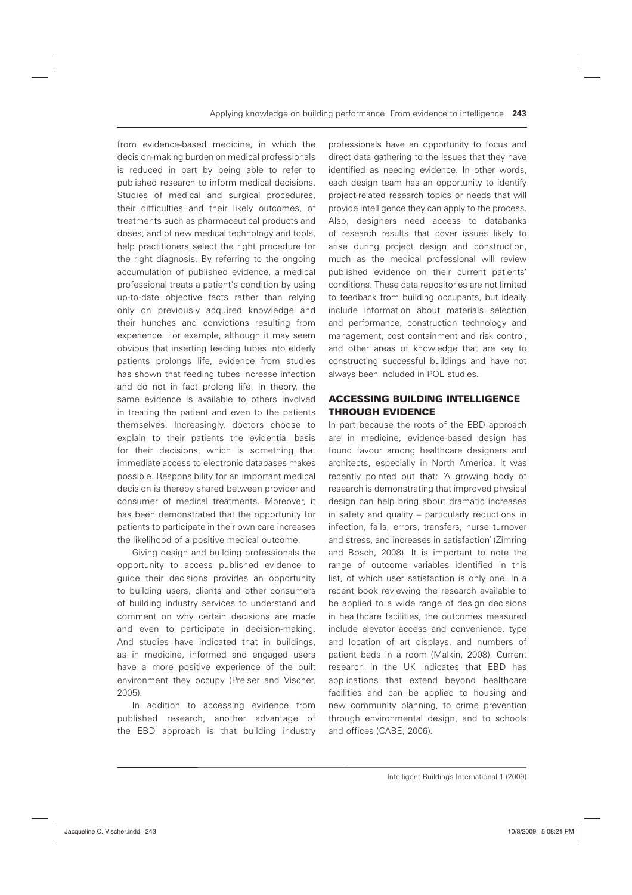from evidence-based medicine, in which the decision-making burden on medical professionals is reduced in part by being able to refer to published research to inform medical decisions. Studies of medical and surgical procedures, their difficulties and their likely outcomes, of treatments such as pharmaceutical products and doses, and of new medical technology and tools, help practitioners select the right procedure for the right diagnosis. By referring to the ongoing accumulation of published evidence, a medical professional treats a patient's condition by using up-to-date objective facts rather than relying only on previously acquired knowledge and their hunches and convictions resulting from experience. For example, although it may seem obvious that inserting feeding tubes into elderly patients prolongs life, evidence from studies has shown that feeding tubes increase infection and do not in fact prolong life. In theory, the same evidence is available to others involved in treating the patient and even to the patients themselves. Increasingly, doctors choose to explain to their patients the evidential basis for their decisions, which is something that immediate access to electronic databases makes possible. Responsibility for an important medical decision is thereby shared between provider and consumer of medical treatments. Moreover, it has been demonstrated that the opportunity for patients to participate in their own care increases the likelihood of a positive medical outcome.

Giving design and building professionals the opportunity to access published evidence to guide their decisions provides an opportunity to building users, clients and other consumers of building industry services to understand and comment on why certain decisions are made and even to participate in decision-making. And studies have indicated that in buildings, as in medicine, informed and engaged users have a more positive experience of the built environment they occupy (Preiser and Vischer, 2005).

In addition to accessing evidence from published research, another advantage of the EBD approach is that building industry professionals have an opportunity to focus and direct data gathering to the issues that they have identified as needing evidence. In other words, each design team has an opportunity to identify project-related research topics or needs that will provide intelligence they can apply to the process. Also, designers need access to databanks of research results that cover issues likely to arise during project design and construction, much as the medical professional will review published evidence on their current patients' conditions. These data repositories are not limited to feedback from building occupants, but ideally include information about materials selection and performance, construction technology and management, cost containment and risk control, and other areas of knowledge that are key to constructing successful buildings and have not always been included in POE studies.

## ACCESSING BUILDING INTELLIGENCE THROUGH EVIDENCE

In part because the roots of the EBD approach are in medicine, evidence-based design has found favour among healthcare designers and architects, especially in North America. It was recently pointed out that: 'A growing body of research is demonstrating that improved physical design can help bring about dramatic increases in safety and quality – particularly reductions in infection, falls, errors, transfers, nurse turnover and stress, and increases in satisfaction' (Zimring and Bosch, 2008). It is important to note the range of outcome variables identified in this list, of which user satisfaction is only one. In a recent book reviewing the research available to be applied to a wide range of design decisions in healthcare facilities, the outcomes measured include elevator access and convenience, type and location of art displays, and numbers of patient beds in a room (Malkin, 2008). Current research in the UK indicates that EBD has applications that extend beyond healthcare facilities and can be applied to housing and new community planning, to crime prevention through environmental design, and to schools and offices (CABE, 2006).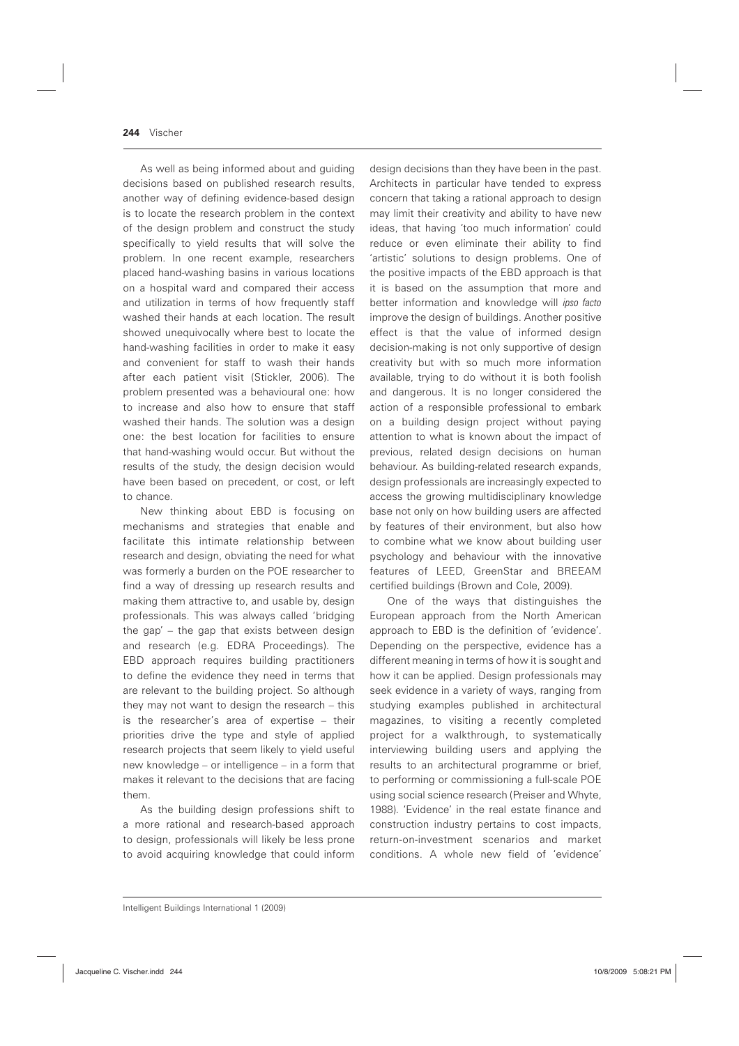As well as being informed about and guiding decisions based on published research results, another way of defining evidence-based design is to locate the research problem in the context of the design problem and construct the study specifically to yield results that will solve the problem. In one recent example, researchers placed hand-washing basins in various locations on a hospital ward and compared their access and utilization in terms of how frequently staff washed their hands at each location. The result showed unequivocally where best to locate the hand-washing facilities in order to make it easy and convenient for staff to wash their hands after each patient visit (Stickler, 2006). The problem presented was a behavioural one: how to increase and also how to ensure that staff washed their hands. The solution was a design one: the best location for facilities to ensure that hand-washing would occur. But without the results of the study, the design decision would have been based on precedent, or cost, or left to chance.

New thinking about EBD is focusing on mechanisms and strategies that enable and facilitate this intimate relationship between research and design, obviating the need for what was formerly a burden on the POE researcher to find a way of dressing up research results and making them attractive to, and usable by, design professionals. This was always called 'bridging the gap' – the gap that exists between design and research (e.g. EDRA Proceedings). The EBD approach requires building practitioners to define the evidence they need in terms that are relevant to the building project. So although they may not want to design the research – this is the researcher's area of expertise – their priorities drive the type and style of applied research projects that seem likely to yield useful new knowledge – or intelligence – in a form that makes it relevant to the decisions that are facing them.

As the building design professions shift to a more rational and research-based approach to design, professionals will likely be less prone to avoid acquiring knowledge that could inform design decisions than they have been in the past. Architects in particular have tended to express concern that taking a rational approach to design may limit their creativity and ability to have new ideas, that having 'too much information' could reduce or even eliminate their ability to find 'artistic' solutions to design problems. One of the positive impacts of the EBD approach is that it is based on the assumption that more and better information and knowledge will *ipso facto* improve the design of buildings. Another positive effect is that the value of informed design decision-making is not only supportive of design creativity but with so much more information available, trying to do without it is both foolish and dangerous. It is no longer considered the action of a responsible professional to embark on a building design project without paying attention to what is known about the impact of previous, related design decisions on human behaviour. As building-related research expands, design professionals are increasingly expected to access the growing multidisciplinary knowledge base not only on how building users are affected by features of their environment, but also how to combine what we know about building user psychology and behaviour with the innovative features of LEED, GreenStar and BREEAM certified buildings (Brown and Cole, 2009).

One of the ways that distinguishes the European approach from the North American approach to EBD is the definition of 'evidence'. Depending on the perspective, evidence has a different meaning in terms of how it is sought and how it can be applied. Design professionals may seek evidence in a variety of ways, ranging from studying examples published in architectural magazines, to visiting a recently completed project for a walkthrough, to systematically interviewing building users and applying the results to an architectural programme or brief, to performing or commissioning a full-scale POE using social science research (Preiser and Whyte, 1988). 'Evidence' in the real estate finance and construction industry pertains to cost impacts, return-on-investment scenarios and market conditions. A whole new field of 'evidence'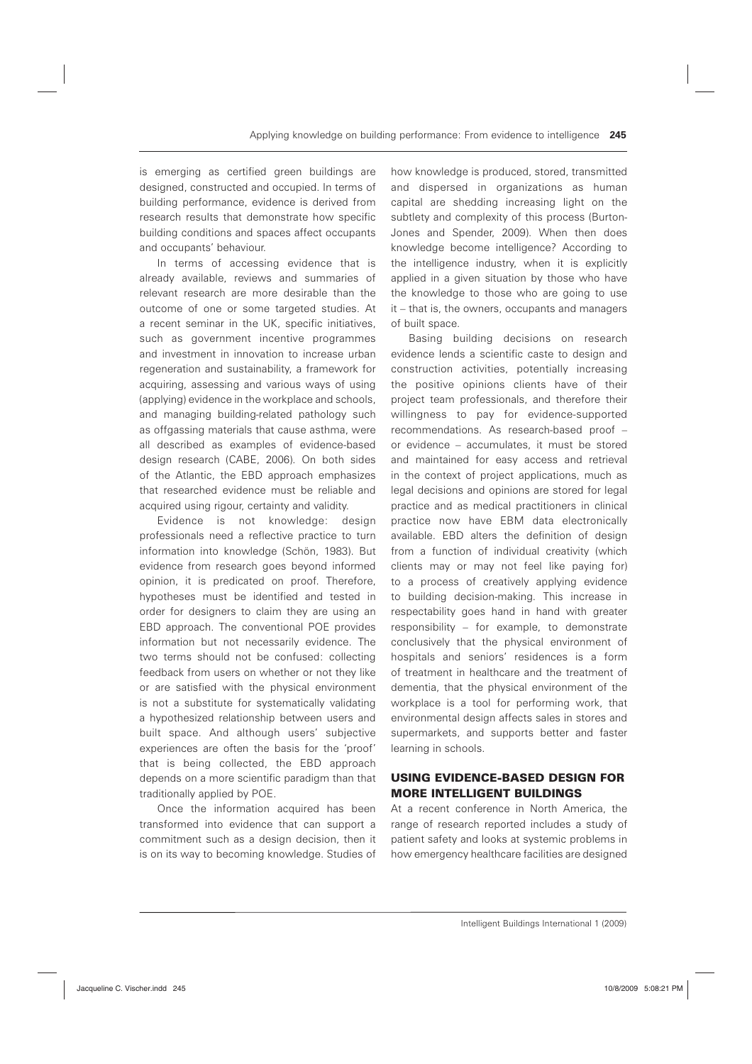is emerging as certified green buildings are designed, constructed and occupied. In terms of building performance, evidence is derived from research results that demonstrate how specific building conditions and spaces affect occupants and occupants' behaviour.

In terms of accessing evidence that is already available, reviews and summaries of relevant research are more desirable than the outcome of one or some targeted studies. At a recent seminar in the UK, specific initiatives, such as government incentive programmes and investment in innovation to increase urban regeneration and sustainability, a framework for acquiring, assessing and various ways of using (applying) evidence in the workplace and schools, and managing building-related pathology such as offgassing materials that cause asthma, were all described as examples of evidence-based design research (CABE, 2006). On both sides of the Atlantic, the EBD approach emphasizes that researched evidence must be reliable and acquired using rigour, certainty and validity.

Evidence is not knowledge: design professionals need a reflective practice to turn information into knowledge (Schön, 1983). But evidence from research goes beyond informed opinion, it is predicated on proof. Therefore, hypotheses must be identified and tested in order for designers to claim they are using an EBD approach. The conventional POE provides information but not necessarily evidence. The two terms should not be confused: collecting feedback from users on whether or not they like or are satisfied with the physical environment is not a substitute for systematically validating a hypothesized relationship between users and built space. And although users' subjective experiences are often the basis for the 'proof' that is being collected, the EBD approach depends on a more scientific paradigm than that traditionally applied by POE.

Once the information acquired has been transformed into evidence that can support a commitment such as a design decision, then it is on its way to becoming knowledge. Studies of how knowledge is produced, stored, transmitted and dispersed in organizations as human capital are shedding increasing light on the subtlety and complexity of this process (Burton-Jones and Spender, 2009). When then does knowledge become intelligence? According to the intelligence industry, when it is explicitly applied in a given situation by those who have the knowledge to those who are going to use it – that is, the owners, occupants and managers of built space.

Basing building decisions on research evidence lends a scientific caste to design and construction activities, potentially increasing the positive opinions clients have of their project team professionals, and therefore their willingness to pay for evidence-supported recommendations. As research-based proof – or evidence – accumulates, it must be stored and maintained for easy access and retrieval in the context of project applications, much as legal decisions and opinions are stored for legal practice and as medical practitioners in clinical practice now have EBM data electronically available. EBD alters the definition of design from a function of individual creativity (which clients may or may not feel like paying for) to a process of creatively applying evidence to building decision-making. This increase in respectability goes hand in hand with greater responsibility – for example, to demonstrate conclusively that the physical environment of hospitals and seniors' residences is a form of treatment in healthcare and the treatment of dementia, that the physical environment of the workplace is a tool for performing work, that environmental design affects sales in stores and supermarkets, and supports better and faster learning in schools.

## USING EVIDENCE-BASED DESIGN FOR MORE INTELLIGENT BUILDINGS

At a recent conference in North America, the range of research reported includes a study of patient safety and looks at systemic problems in how emergency healthcare facilities are designed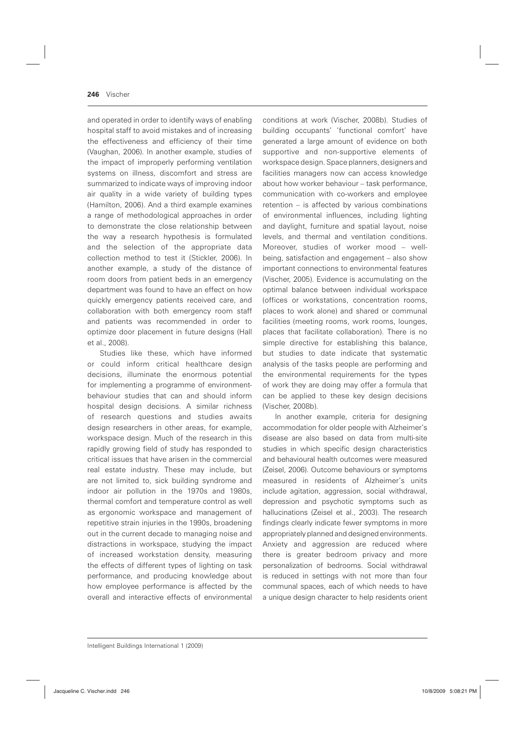and operated in order to identify ways of enabling hospital staff to avoid mistakes and of increasing the effectiveness and efficiency of their time (Vaughan, 2006). In another example, studies of the impact of improperly performing ventilation systems on illness, discomfort and stress are summarized to indicate ways of improving indoor air quality in a wide variety of building types (Hamilton, 2006). And a third example examines a range of methodological approaches in order to demonstrate the close relationship between the way a research hypothesis is formulated and the selection of the appropriate data collection method to test it (Stickler, 2006). In another example, a study of the distance of room doors from patient beds in an emergency department was found to have an effect on how quickly emergency patients received care, and collaboration with both emergency room staff and patients was recommended in order to optimize door placement in future designs (Hall et al., 2008).

Studies like these, which have informed or could inform critical healthcare design decisions, illuminate the enormous potential for implementing a programme of environment-behaviour studies that can and should inform hospital design decisions. A similar richness of research questions and studies awaits design researchers in other areas, for example, workspace design. Much of the research in this rapidly growing field of study has responded to critical issues that have arisen in the commercial real estate industry. These may include, but are not limited to, sick building syndrome and indoor air pollution in the 1970s and 1980s, thermal comfort and temperature control as well as ergonomic workspace and management of repetitive strain injuries in the 1990s, broadening out in the current decade to managing noise and distractions in workspace, studying the impact of increased workstation density, measuring the effects of different types of lighting on task performance, and producing knowledge about how employee performance is affected by the overall and interactive effects of environmental conditions at work (Vischer, 2008b). Studies of building occupants' 'functional comfort' have generated a large amount of evidence on both supportive and non-supportive elements of workspace design. Space planners, designers and facilities managers now can access knowledge about how worker behaviour – task performance, communication with co-workers and employee retention – is affected by various combinations of environmental influences, including lighting and daylight, furniture and spatial layout, noise levels, and thermal and ventilation conditions. Moreover, studies of worker mood – well-being, satisfaction and engagement – also show important connections to environmental features (Vischer, 2005). Evidence is accumulating on the optimal balance between individual workspace (offices or workstations, concentration rooms, places to work alone) and shared or communal facilities (meeting rooms, work rooms, lounges, places that facilitate collaboration). There is no simple directive for establishing this balance, but studies to date indicate that systematic analysis of the tasks people are performing and the environmental requirements for the types of work they are doing may offer a formula that can be applied to these key design decisions (Vischer, 2008b).

In another example, criteria for designing accommodation for older people with Alzheimer's disease are also based on data from multi-site studies in which specific design characteristics and behavioural health outcomes were measured (Zeisel, 2006). Outcome behaviours or symptoms measured in residents of Alzheimer's units include agitation, aggression, social withdrawal, depression and psychotic symptoms such as hallucinations (Zeisel et al., 2003). The research findings clearly indicate fewer symptoms in more appropriately planned and designed environments. Anxiety and aggression are reduced where there is greater bedroom privacy and more personalization of bedrooms. Social withdrawal is reduced in settings with not more than four communal spaces, each of which needs to have a unique design character to help residents orient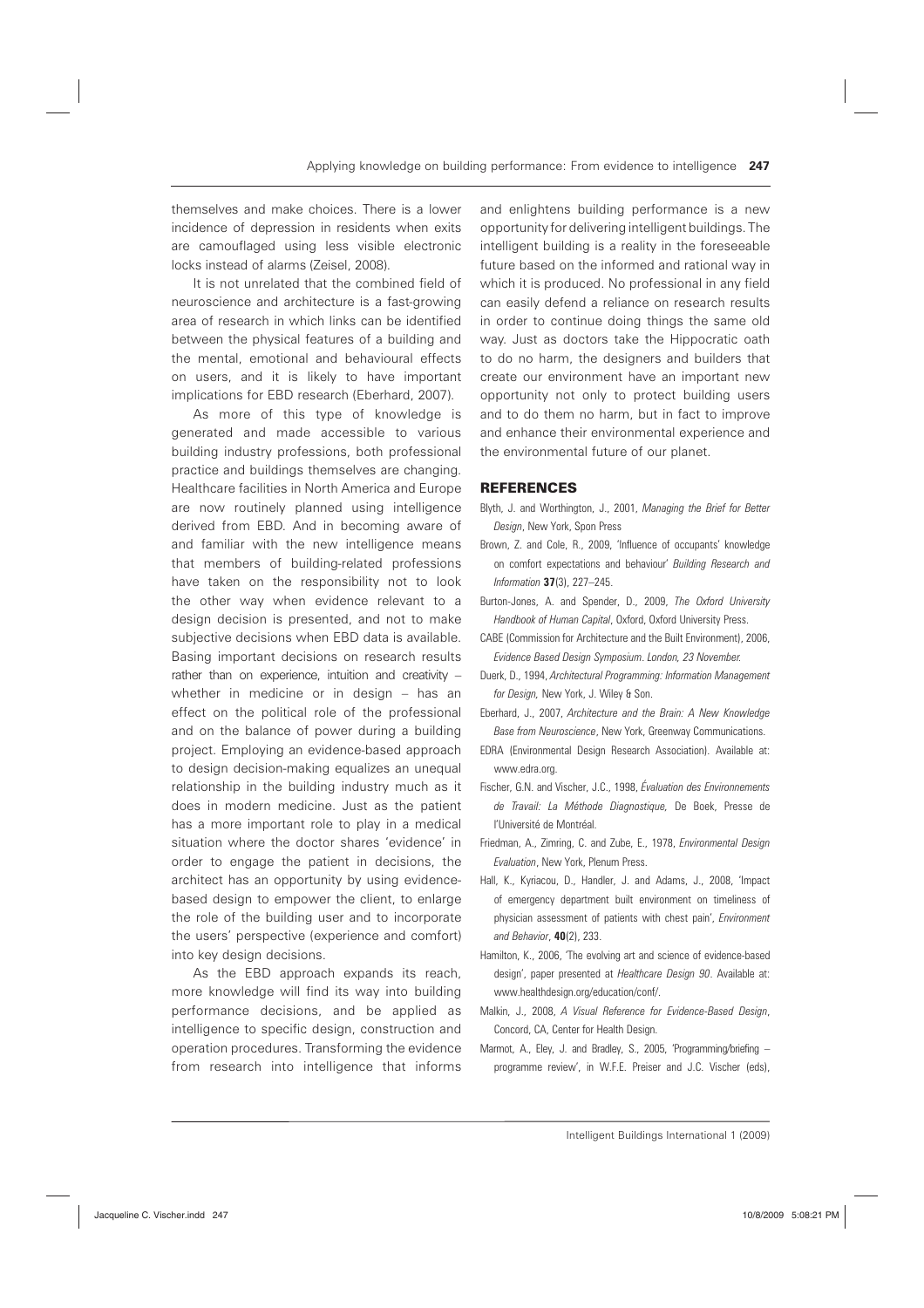themselves and make choices. There is a lower incidence of depression in residents when exits are camouflaged using less visible electronic locks instead of alarms (Zeisel, 2008).

It is not unrelated that the combined field of neuroscience and architecture is a fast-growing area of research in which links can be identified between the physical features of a building and the mental, emotional and behavioural effects on users, and it is likely to have important implications for EBD research (Eberhard, 2007).

As more of this type of knowledge is generated and made accessible to various building industry professions, both professional practice and buildings themselves are changing. Healthcare facilities in North America and Europe are now routinely planned using intelligence derived from EBD. And in becoming aware of and familiar with the new intelligence means that members of building-related professions have taken on the responsibility not to look the other way when evidence relevant to a design decision is presented, and not to make subjective decisions when EBD data is available. Basing important decisions on research results rather than on experience, intuition and creativity – whether in medicine or in design – has an effect on the political role of the professional and on the balance of power during a building project. Employing an evidence-based approach to design decision-making equalizes an unequal relationship in the building industry much as it does in modern medicine. Just as the patient has a more important role to play in a medical situation where the doctor shares 'evidence' in order to engage the patient in decisions, the architect has an opportunity by using evidence-based design to empower the client, to enlarge the role of the building user and to incorporate the users' perspective (experience and comfort) into key design decisions.

As the EBD approach expands its reach, more knowledge will find its way into building performance decisions, and be applied as intelligence to specific design, construction and operation procedures. Transforming the evidence from research into intelligence that informs and enlightens building performance is a new opportunity for delivering intelligent buildings. The intelligent building is a reality in the foreseeable future based on the informed and rational way in which it is produced. No professional in any field can easily defend a reliance on research results in order to continue doing things the same old way. Just as doctors take the Hippocratic oath to do no harm, the designers and builders that create our environment have an important new opportunity not only to protect building users and to do them no harm, but in fact to improve and enhance their environmental experience and the environmental future of our planet.

## REFERENCES

Blyth, J. and Worthington, J., 2001, *Managing the Brief for Better Design*, New York, Spon Press

Brown, Z. and Cole, R., 2009, 'Influence of occupants' knowledge on comfort expectations and behaviour' *Building Research and Information* **37**(3), 227–245.

Burton-Jones, A. and Spender, D., 2009, *The Oxford University Handbook of Human Capital*, Oxford, Oxford University Press.

CABE (Commission for Architecture and the Built Environment), 2006, *Evidence Based Design Symposium*. *London, 23 November.*

Duerk, D., 1994, *Architectural Programming: Information Management for Design,* New York, J. Wiley & Son.

Eberhard, J., 2007, *Architecture and the Brain: A New Knowledge Base from Neuroscience*, New York, Greenway Communications.

EDRA (Environmental Design Research Association). Available at: www.edra.org.

Fischer, G.N. and Vischer, J.C., 1998, *Évaluation des Environnements de Travail: La Méthode Diagnostique,* De Boek, Presse de l'Université de Montréal.

Friedman, A., Zimring, C. and Zube, E., 1978, *Environmental Design Evaluation*, New York, Plenum Press.

Hall, K., Kyriacou, D., Handler, J. and Adams, J., 2008, 'Impact of emergency department built environment on timeliness of physician assessment of patients with chest pain', *Environment and Behavior*, **40**(2), 233.

Hamilton, K., 2006, 'The evolving art and science of evidence-based design', paper presented at *Healthcare Design 90*. Available at: www.healthdesign.org/education/conf/.

Malkin, J., 2008, *A Visual Reference for Evidence-Based Design*, Concord, CA, Center for Health Design.

Marmot, A., Eley, J. and Bradley, S., 2005, 'Programming/briefing – programme review', in W.F.E. Preiser and J.C. Vischer (eds),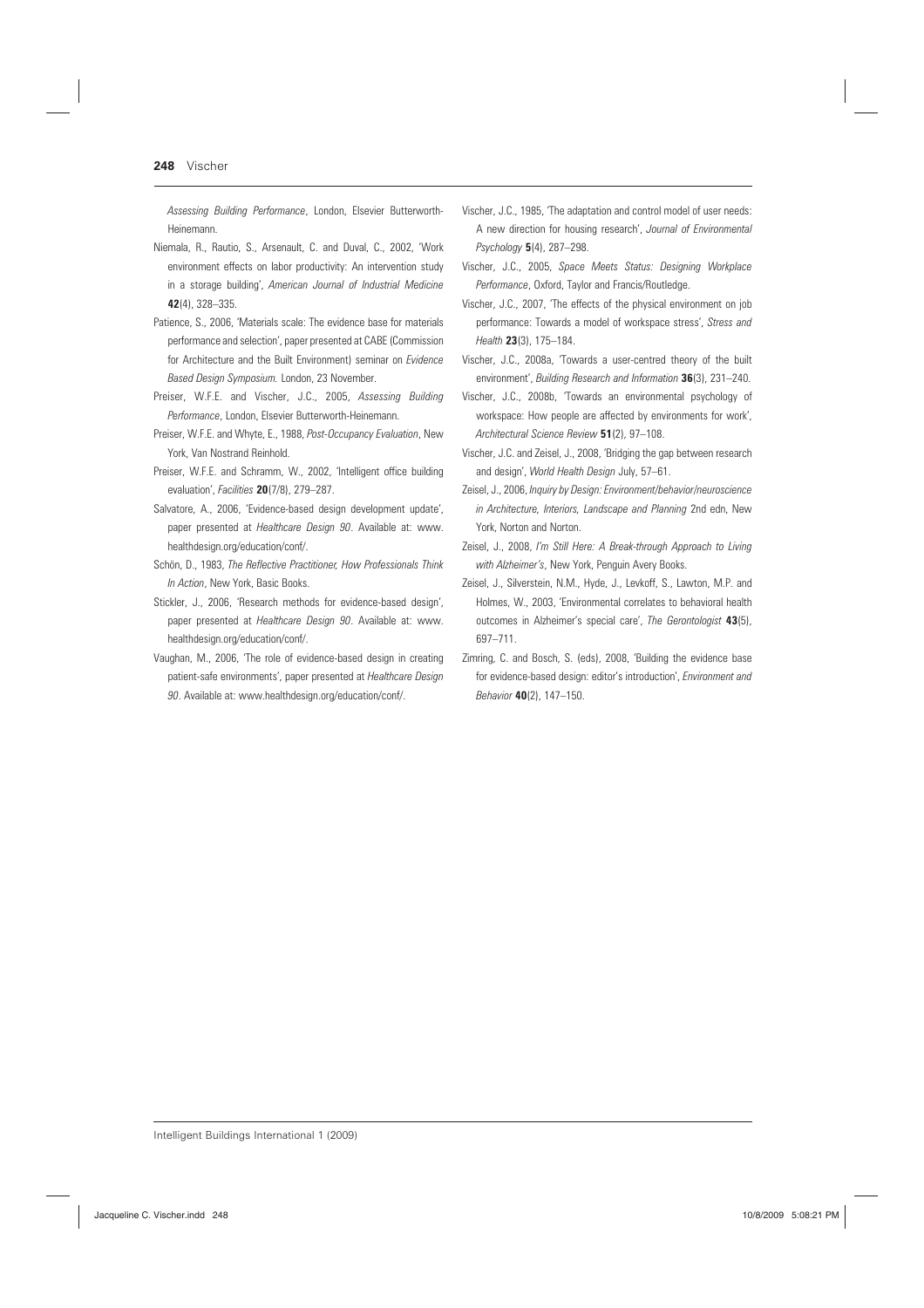*Assessing Building Performance*, London, Elsevier Butterworth-Heinemann.

Niemala, R., Rautio, S., Arsenault, C. and Duval, C., 2002, 'Work environment effects on labor productivity: An intervention study in a storage building', *American Journal of Industrial Medicine* **42**(4), 328–335.

Patience, S., 2006, 'Materials scale: The evidence base for materials performance and selection', paper presented at CABE (Commission for Architecture and the Built Environment) seminar on *Evidence Based Design Symposium.* London, 23 November.

Preiser, W.F.E. and Vischer, J.C., 2005, *Assessing Building Performance*, London, Elsevier Butterworth-Heinemann.

Preiser, W.F.E. and Whyte, E., 1988, *Post-Occupancy Evaluation*, New York, Van Nostrand Reinhold.

Preiser, W.F.E. and Schramm, W., 2002, 'Intelligent office building evaluation', *Facilities* **20**(7/8), 279–287.

Salvatore, A., 2006, 'Evidence-based design development update', paper presented at *Healthcare Design 90*. Available at: www.healthdesign.org/education/conf/.

Schön, D., 1983, *The Reflective Practitioner, How Professionals Think In Action*, New York, Basic Books.

Stickler, J., 2006, 'Research methods for evidence-based design', paper presented at *Healthcare Design 90*. Available at: www.healthdesign.org/education/conf/.

Vaughan, M., 2006, 'The role of evidence-based design in creating patient-safe environments', paper presented at *Healthcare Design 90*. Available at: www.healthdesign.org/education/conf/.

Vischer, J.C., 1985, 'The adaptation and control model of user needs: A new direction for housing research', *Journal of Environmental Psychology* **5**(4), 287–298.

Vischer, J.C., 2005, *Space Meets Status: Designing Workplace Performance*, Oxford, Taylor and Francis/Routledge.

Vischer, J.C., 2007, 'The effects of the physical environment on job performance: Towards a model of workspace stress', *Stress and Health* **23**(3), 175–184.

Vischer, J.C., 2008a, 'Towards a user-centred theory of the built environment', *Building Research and Information* **36**(3), 231–240.

Vischer, J.C., 2008b, 'Towards an environmental psychology of workspace: How people are affected by environments for work', *Architectural Science Review* **51**(2), 97–108.

Vischer, J.C. and Zeisel, J., 2008, 'Bridging the gap between research and design', *World Health Design* July, 57–61.

Zeisel, J., 2006, *Inquiry by Design: Environment/behavior/neuroscience in Architecture, Interiors, Landscape and Planning* 2nd edn, New York, Norton and Norton.

Zeisel, J., 2008, *I'm Still Here: A Break-through Approach to Living with Alzheimer's*, New York, Penguin Avery Books.

Zeisel, J., Silverstein, N.M., Hyde, J., Levkoff, S., Lawton, M.P. and Holmes, W., 2003, 'Environmental correlates to behavioral health outcomes in Alzheimer's special care', *The Gerontologist* **43**(5), 697–711.

Zimring, C. and Bosch, S. (eds), 2008, 'Building the evidence base for evidence-based design: editor's introduction', *Environment and Behavior* **40**(2), 147–150.